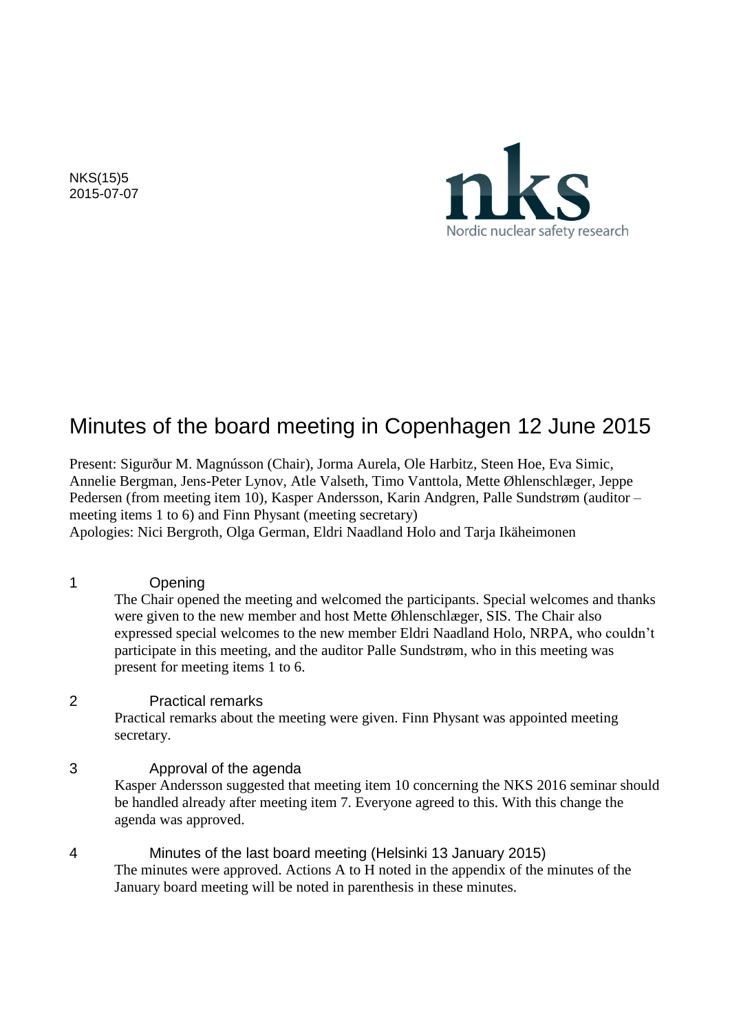NKS(15)5
2015-07-07

nks
Nordic nuclear safety research

# Minutes of the board meeting in Copenhagen 12 June 2015

Present: Sigurður M. Magnússon (Chair), Jorma Aurela, Ole Harbitz, Steen Hoe, Eva Simic, Annelie Bergman, Jens-Peter Lynov, Atle Valseth, Timo Vanttola, Mette Øhlenschlæger, Jeppe Pedersen (from meeting item 10), Kasper Andersson, Karin Andgren, Palle Sundstrøm (auditor – meeting items 1 to 6) and Finn Physant (meeting secretary)
Apologies: Nici Bergroth, Olga German, Eldri Naadland Holo and Tarja Ikäheimonen

## 1 Opening

The Chair opened the meeting and welcomed the participants. Special welcomes and thanks were given to the new member and host Mette Øhlenschlæger, SIS. The Chair also expressed special welcomes to the new member Eldri Naadland Holo, NRPA, who couldn't participate in this meeting, and the auditor Palle Sundstrøm, who in this meeting was present for meeting items 1 to 6.

## 2 Practical remarks

Practical remarks about the meeting were given. Finn Physant was appointed meeting secretary.

## 3 Approval of the agenda

Kasper Andersson suggested that meeting item 10 concerning the NKS 2016 seminar should be handled already after meeting item 7. Everyone agreed to this. With this change the agenda was approved.

## 4 Minutes of the last board meeting (Helsinki 13 January 2015)

The minutes were approved. Actions A to H noted in the appendix of the minutes of the January board meeting will be noted in parenthesis in these minutes.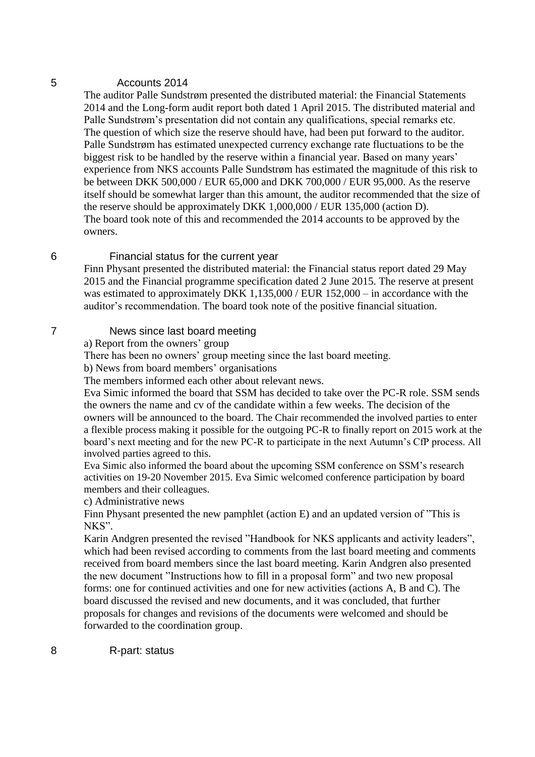## 5 Accounts 2014

The auditor Palle Sundstrøm presented the distributed material: the Financial Statements 2014 and the Long-form audit report both dated 1 April 2015. The distributed material and Palle Sundstrøm's presentation did not contain any qualifications, special remarks etc. The question of which size the reserve should have, had been put forward to the auditor. Palle Sundstrøm has estimated unexpected currency exchange rate fluctuations to be the biggest risk to be handled by the reserve within a financial year. Based on many years' experience from NKS accounts Palle Sundstrøm has estimated the magnitude of this risk to be between DKK 500,000 / EUR 65,000 and DKK 700,000 / EUR 95,000. As the reserve itself should be somewhat larger than this amount, the auditor recommended that the size of the reserve should be approximately DKK 1,000,000 / EUR 135,000 (action D).
The board took note of this and recommended the 2014 accounts to be approved by the owners.

## 6 Financial status for the current year

Finn Physant presented the distributed material: the Financial status report dated 29 May 2015 and the Financial programme specification dated 2 June 2015. The reserve at present was estimated to approximately DKK 1,135,000 / EUR 152,000 – in accordance with the auditor's recommendation. The board took note of the positive financial situation.

## 7 News since last board meeting

a) Report from the owners' group

There has been no owners' group meeting since the last board meeting.

b) News from board members' organisations

The members informed each other about relevant news.

Eva Simic informed the board that SSM has decided to take over the PC-R role. SSM sends the owners the name and cv of the candidate within a few weeks. The decision of the owners will be announced to the board. The Chair recommended the involved parties to enter a flexible process making it possible for the outgoing PC-R to finally report on 2015 work at the board's next meeting and for the new PC-R to participate in the next Autumn's CfP process. All involved parties agreed to this.

Eva Simic also informed the board about the upcoming SSM conference on SSM's research activities on 19-20 November 2015. Eva Simic welcomed conference participation by board members and their colleagues.

c) Administrative news

Finn Physant presented the new pamphlet (action E) and an updated version of "This is NKS".

Karin Andgren presented the revised "Handbook for NKS applicants and activity leaders", which had been revised according to comments from the last board meeting and comments received from board members since the last board meeting. Karin Andgren also presented the new document "Instructions how to fill in a proposal form" and two new proposal forms: one for continued activities and one for new activities (actions A, B and C). The board discussed the revised and new documents, and it was concluded, that further proposals for changes and revisions of the documents were welcomed and should be forwarded to the coordination group.

## 8 R-part: status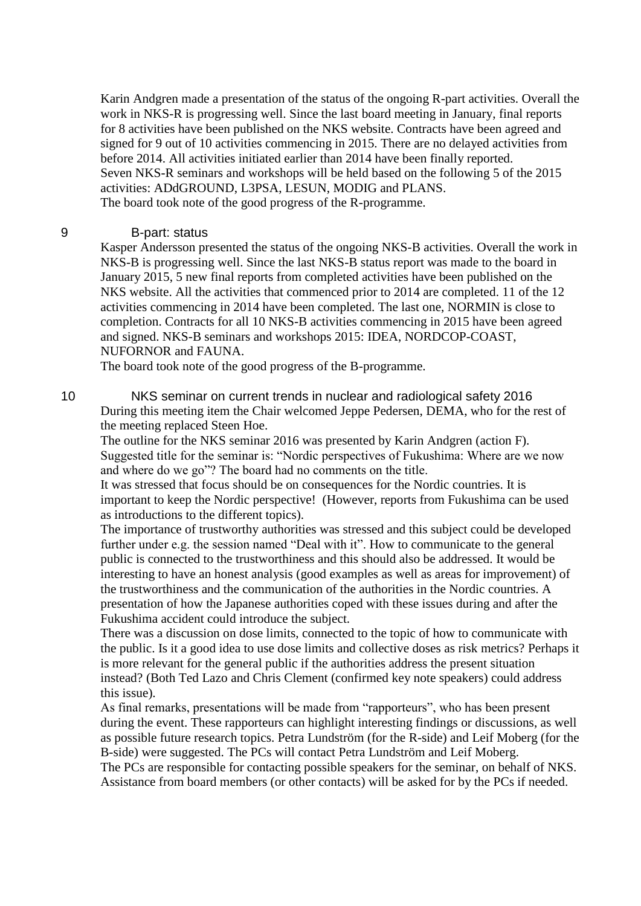Karin Andgren made a presentation of the status of the ongoing R-part activities. Overall the work in NKS-R is progressing well. Since the last board meeting in January, final reports for 8 activities have been published on the NKS website. Contracts have been agreed and signed for 9 out of 10 activities commencing in 2015. There are no delayed activities from before 2014. All activities initiated earlier than 2014 have been finally reported.
Seven NKS-R seminars and workshops will be held based on the following 5 of the 2015 activities: ADdGROUND, L3PSA, LESUN, MODIG and PLANS.
The board took note of the good progress of the R-programme.

## 9 B-part: status

Kasper Andersson presented the status of the ongoing NKS-B activities. Overall the work in NKS-B is progressing well. Since the last NKS-B status report was made to the board in January 2015, 5 new final reports from completed activities have been published on the NKS website. All the activities that commenced prior to 2014 are completed. 11 of the 12 activities commencing in 2014 have been completed. The last one, NORMIN is close to completion. Contracts for all 10 NKS-B activities commencing in 2015 have been agreed and signed. NKS-B seminars and workshops 2015: IDEA, NORDCOP-COAST, NUFORNOR and FAUNA.
The board took note of the good progress of the B-programme.

## 10 NKS seminar on current trends in nuclear and radiological safety 2016

During this meeting item the Chair welcomed Jeppe Pedersen, DEMA, who for the rest of the meeting replaced Steen Hoe.
The outline for the NKS seminar 2016 was presented by Karin Andgren (action F).
Suggested title for the seminar is: “Nordic perspectives of Fukushima: Where are we now and where do we go”? The board had no comments on the title.
It was stressed that focus should be on consequences for the Nordic countries. It is important to keep the Nordic perspective! (However, reports from Fukushima can be used as introductions to the different topics).
The importance of trustworthy authorities was stressed and this subject could be developed further under e.g. the session named “Deal with it”. How to communicate to the general public is connected to the trustworthiness and this should also be addressed. It would be interesting to have an honest analysis (good examples as well as areas for improvement) of the trustworthiness and the communication of the authorities in the Nordic countries. A presentation of how the Japanese authorities coped with these issues during and after the Fukushima accident could introduce the subject.
There was a discussion on dose limits, connected to the topic of how to communicate with the public. Is it a good idea to use dose limits and collective doses as risk metrics? Perhaps it is more relevant for the general public if the authorities address the present situation instead? (Both Ted Lazo and Chris Clement (confirmed key note speakers) could address this issue).
As final remarks, presentations will be made from “rapporteurs”, who has been present during the event. These rapporteurs can highlight interesting findings or discussions, as well as possible future research topics. Petra Lundström (for the R-side) and Leif Moberg (for the B-side) were suggested. The PCs will contact Petra Lundström and Leif Moberg.
The PCs are responsible for contacting possible speakers for the seminar, on behalf of NKS. Assistance from board members (or other contacts) will be asked for by the PCs if needed.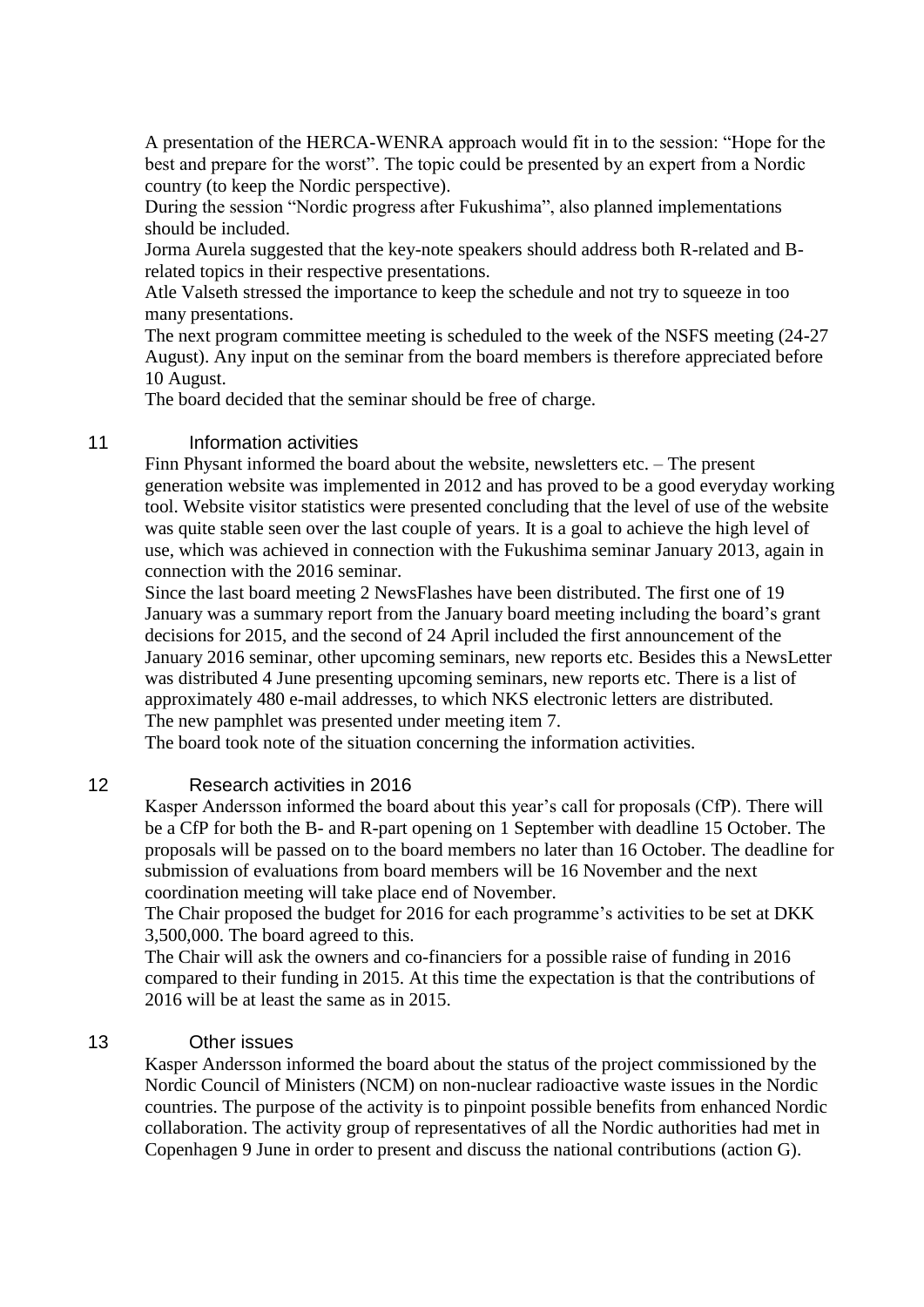A presentation of the HERCA-WENRA approach would fit in to the session: "Hope for the best and prepare for the worst". The topic could be presented by an expert from a Nordic country (to keep the Nordic perspective).

During the session "Nordic progress after Fukushima", also planned implementations should be included.

Jorma Aurela suggested that the key-note speakers should address both R-related and B-related topics in their respective presentations.

Atle Valseth stressed the importance to keep the schedule and not try to squeeze in too many presentations.

The next program committee meeting is scheduled to the week of the NSFS meeting (24-27 August). Any input on the seminar from the board members is therefore appreciated before 10 August.

The board decided that the seminar should be free of charge.

## 11 Information activities

Finn Physant informed the board about the website, newsletters etc. – The present generation website was implemented in 2012 and has proved to be a good everyday working tool. Website visitor statistics were presented concluding that the level of use of the website was quite stable seen over the last couple of years. It is a goal to achieve the high level of use, which was achieved in connection with the Fukushima seminar January 2013, again in connection with the 2016 seminar.

Since the last board meeting 2 NewsFlashes have been distributed. The first one of 19 January was a summary report from the January board meeting including the board's grant decisions for 2015, and the second of 24 April included the first announcement of the January 2016 seminar, other upcoming seminars, new reports etc. Besides this a NewsLetter was distributed 4 June presenting upcoming seminars, new reports etc. There is a list of approximately 480 e-mail addresses, to which NKS electronic letters are distributed.

The new pamphlet was presented under meeting item 7.

The board took note of the situation concerning the information activities.

## 12 Research activities in 2016

Kasper Andersson informed the board about this year's call for proposals (CfP). There will be a CfP for both the B- and R-part opening on 1 September with deadline 15 October. The proposals will be passed on to the board members no later than 16 October. The deadline for submission of evaluations from board members will be 16 November and the next coordination meeting will take place end of November.

The Chair proposed the budget for 2016 for each programme's activities to be set at DKK 3,500,000. The board agreed to this.

The Chair will ask the owners and co-financiers for a possible raise of funding in 2016 compared to their funding in 2015. At this time the expectation is that the contributions of 2016 will be at least the same as in 2015.

## 13 Other issues

Kasper Andersson informed the board about the status of the project commissioned by the Nordic Council of Ministers (NCM) on non-nuclear radioactive waste issues in the Nordic countries. The purpose of the activity is to pinpoint possible benefits from enhanced Nordic collaboration. The activity group of representatives of all the Nordic authorities had met in Copenhagen 9 June in order to present and discuss the national contributions (action G).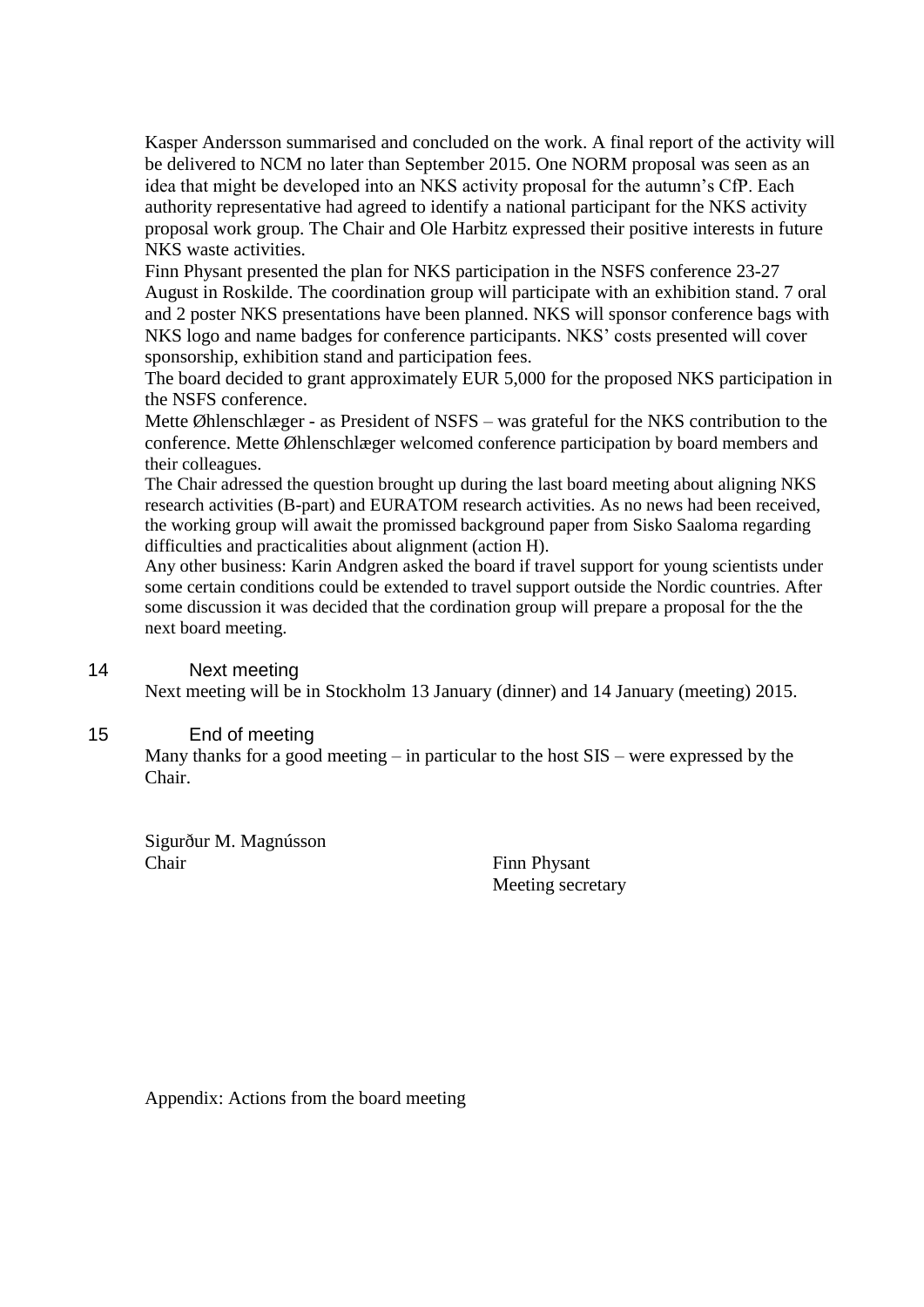Kasper Andersson summarised and concluded on the work. A final report of the activity will be delivered to NCM no later than September 2015. One NORM proposal was seen as an idea that might be developed into an NKS activity proposal for the autumn's CfP. Each authority representative had agreed to identify a national participant for the NKS activity proposal work group. The Chair and Ole Harbitz expressed their positive interests in future NKS waste activities.

Finn Physant presented the plan for NKS participation in the NSFS conference 23-27 August in Roskilde. The coordination group will participate with an exhibition stand. 7 oral and 2 poster NKS presentations have been planned. NKS will sponsor conference bags with NKS logo and name badges for conference participants. NKS' costs presented will cover sponsorship, exhibition stand and participation fees.

The board decided to grant approximately EUR 5,000 for the proposed NKS participation in the NSFS conference.

Mette Øhlenschlæger - as President of NSFS – was grateful for the NKS contribution to the conference. Mette Øhlenschlæger welcomed conference participation by board members and their colleagues.

The Chair adressed the question brought up during the last board meeting about aligning NKS research activities (B-part) and EURATOM research activities. As no news had been received, the working group will await the promissed background paper from Sisko Saaloma regarding difficulties and practicalities about alignment (action H).

Any other business: Karin Andgren asked the board if travel support for young scientists under some certain conditions could be extended to travel support outside the Nordic countries. After some discussion it was decided that the cordination group will prepare a proposal for the the next board meeting.

## 14 Next meeting

Next meeting will be in Stockholm 13 January (dinner) and 14 January (meeting) 2015.

## 15 End of meeting

Many thanks for a good meeting – in particular to the host SIS – were expressed by the Chair.

Sigurður M. Magnússon
Chair

Finn Physant
Meeting secretary

Appendix: Actions from the board meeting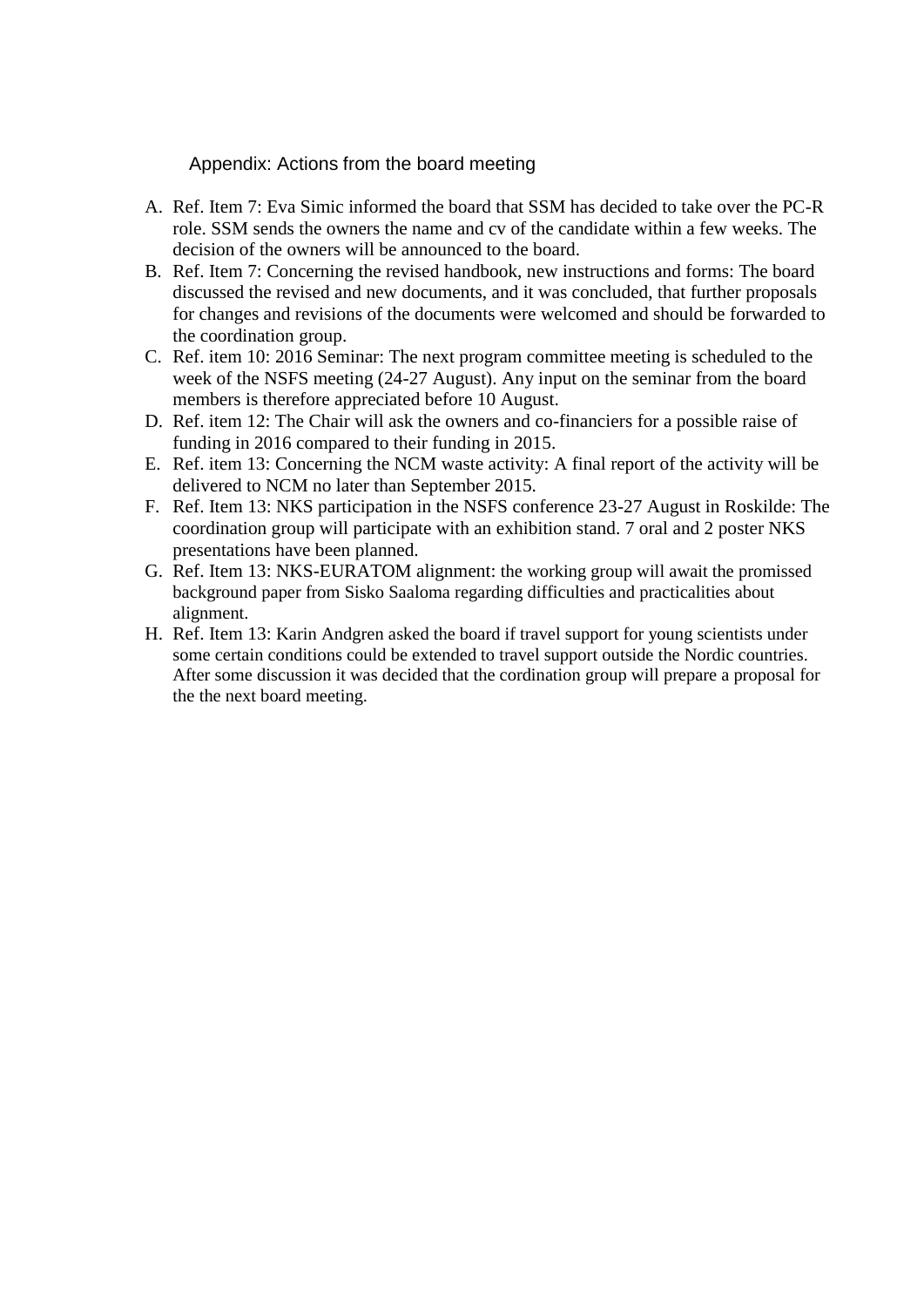Appendix: Actions from the board meeting

A. Ref. Item 7: Eva Simic informed the board that SSM has decided to take over the PC-R role. SSM sends the owners the name and cv of the candidate within a few weeks. The decision of the owners will be announced to the board.
B. Ref. Item 7: Concerning the revised handbook, new instructions and forms: The board discussed the revised and new documents, and it was concluded, that further proposals for changes and revisions of the documents were welcomed and should be forwarded to the coordination group.
C. Ref. item 10: 2016 Seminar: The next program committee meeting is scheduled to the week of the NSFS meeting (24-27 August). Any input on the seminar from the board members is therefore appreciated before 10 August.
D. Ref. item 12: The Chair will ask the owners and co-financiers for a possible raise of funding in 2016 compared to their funding in 2015.
E. Ref. item 13: Concerning the NCM waste activity: A final report of the activity will be delivered to NCM no later than September 2015.
F. Ref. Item 13: NKS participation in the NSFS conference 23-27 August in Roskilde: The coordination group will participate with an exhibition stand. 7 oral and 2 poster NKS presentations have been planned.
G. Ref. Item 13: NKS-EURATOM alignment: the working group will await the promissed background paper from Sisko Saaloma regarding difficulties and practicalities about alignment.
H. Ref. Item 13: Karin Andgren asked the board if travel support for young scientists under some certain conditions could be extended to travel support outside the Nordic countries. After some discussion it was decided that the cordination group will prepare a proposal for the the next board meeting.